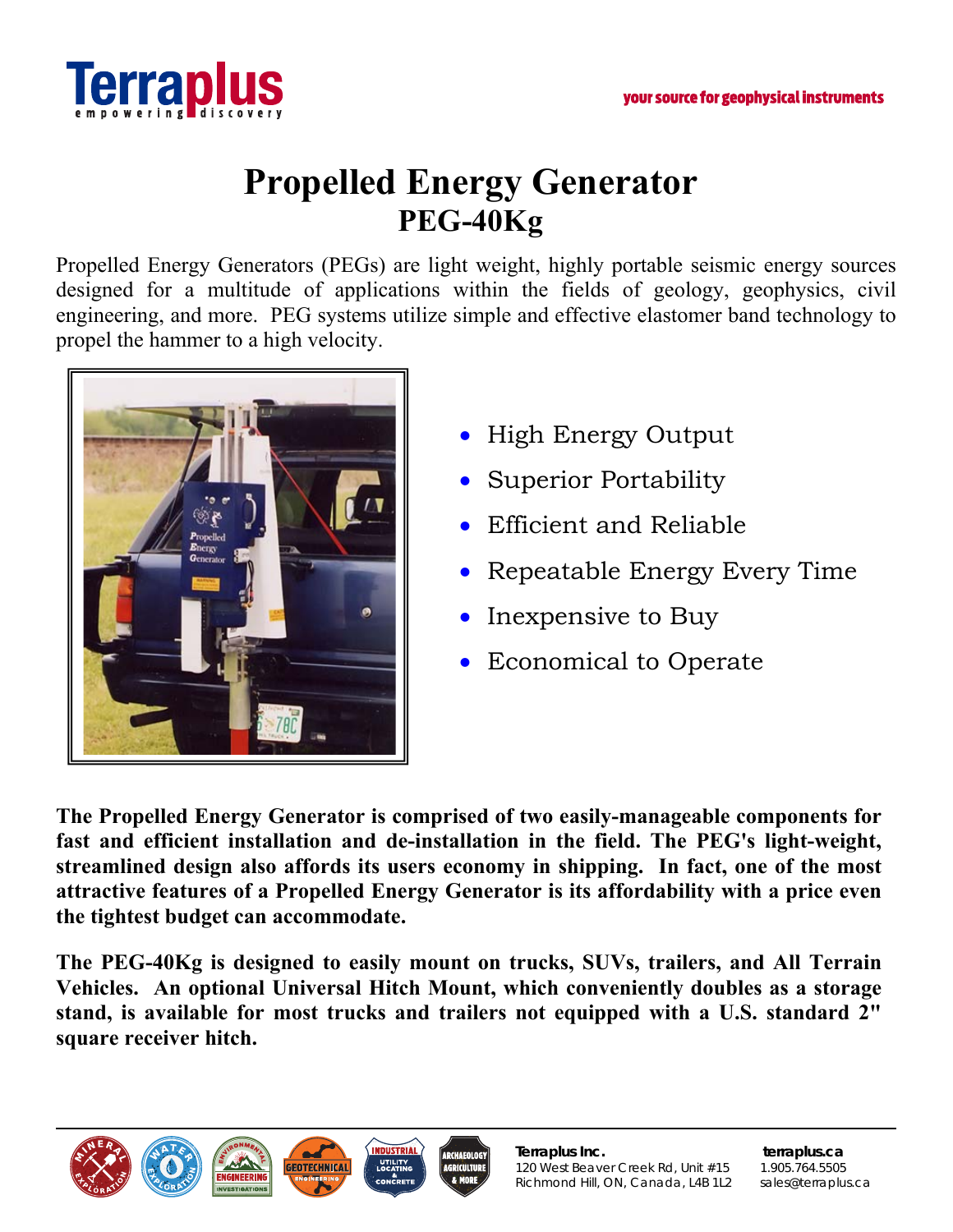# Propelled Energy Generator
## PEG-40Kg

Propelled Energy Generators (PEGs) are light weight, highly portable seismic energy sources designed for a multitude of applications within the fields of geology, geophysics, civil engineering, and more. PEG systems utilize simple and effective elastomer band technology to propel the hammer to a high velocity.

- High Energy Output
- Superior Portability
- Efficient and Reliable
- Repeatable Energy Every Time
- Inexpensive to Buy
- Economical to Operate

**The Propelled Energy Generator is comprised of two easily-manageable components for fast and efficient installation and de-installation in the field. The PEG's light-weight, streamlined design also affords its users economy in shipping. In fact, one of the most attractive features of a Propelled Energy Generator is its affordability with a price even the tightest budget can accommodate.**

**The PEG-40Kg is designed to easily mount on trucks, SUVs, trailers, and All Terrain Vehicles. An optional Universal Hitch Mount, which conveniently doubles as a storage stand, is available for most trucks and trailers not equipped with a U.S. standard 2" square receiver hitch.**

**Terraplus Inc.**
120 West Beaver Creek Rd, Unit #15
Richmond Hill, ON, Canada, L4B 1L2

**terraplus.ca**
1.905.764.5505
sales@terraplus.ca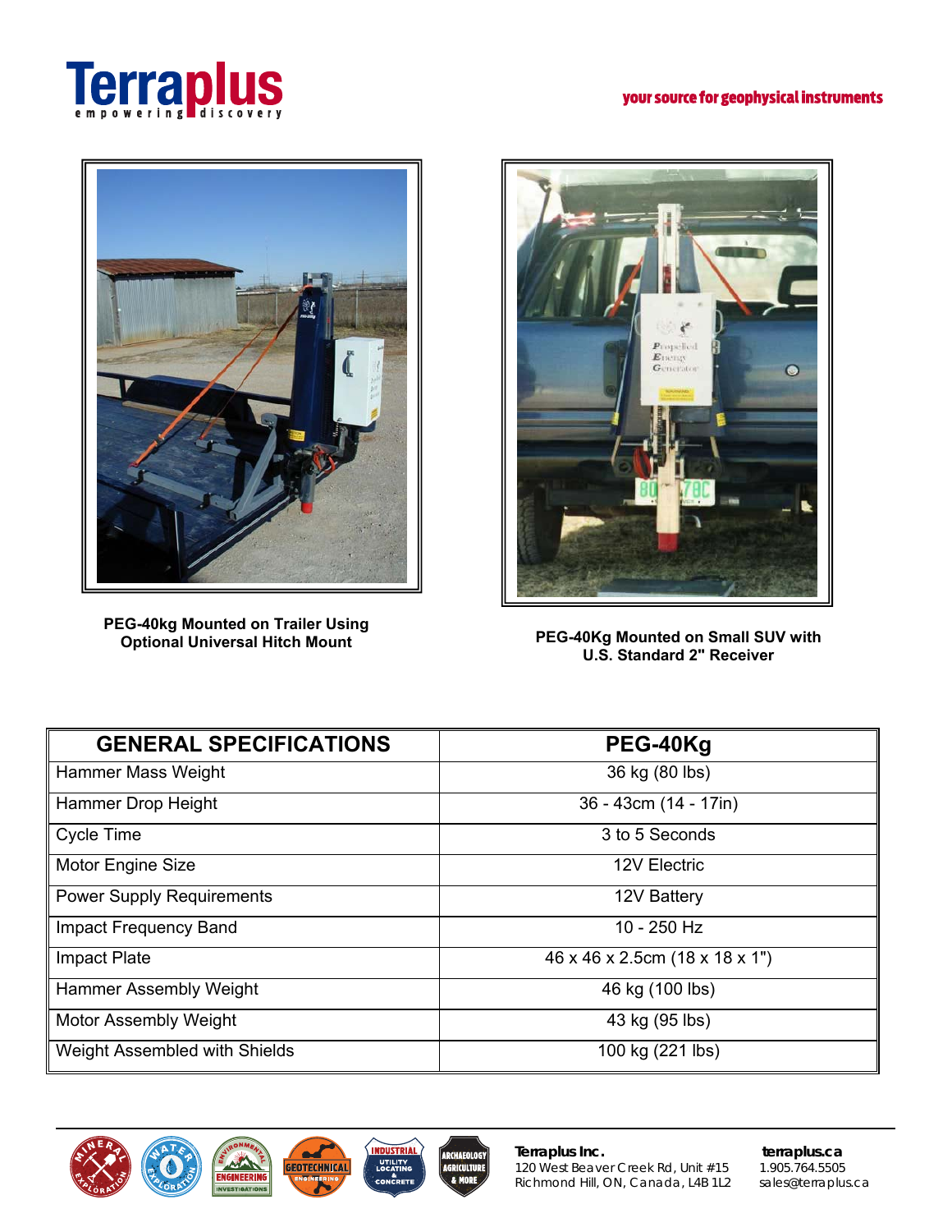PEG-40kg Mounted on Trailer Using Optional Universal Hitch Mount

PEG-40Kg Mounted on Small SUV with U.S. Standard 2" Receiver

| GENERAL SPECIFICATIONS | PEG-40Kg |
| --- | --- |
| Hammer Mass Weight | 36 kg (80 lbs) |
| Hammer Drop Height | 36 - 43cm (14 - 17in) |
| Cycle Time | 3 to 5 Seconds |
| Motor Engine Size | 12V Electric |
| Power Supply Requirements | 12V Battery |
| Impact Frequency Band | 10 - 250 Hz |
| Impact Plate | 46 x 46 x 2.5cm (18 x 18 x 1") |
| Hammer Assembly Weight | 46 kg (100 lbs) |
| Motor Assembly Weight | 43 kg (95 lbs) |
| Weight Assembled with Shields | 100 kg (221 lbs) |

**Terraplus Inc.**
120 West Beaver Creek Rd, Unit #15
Richmond Hill, ON, Canada, L4B 1L2

**terraplus.ca**
1.905.764.5505
sales@terraplus.ca